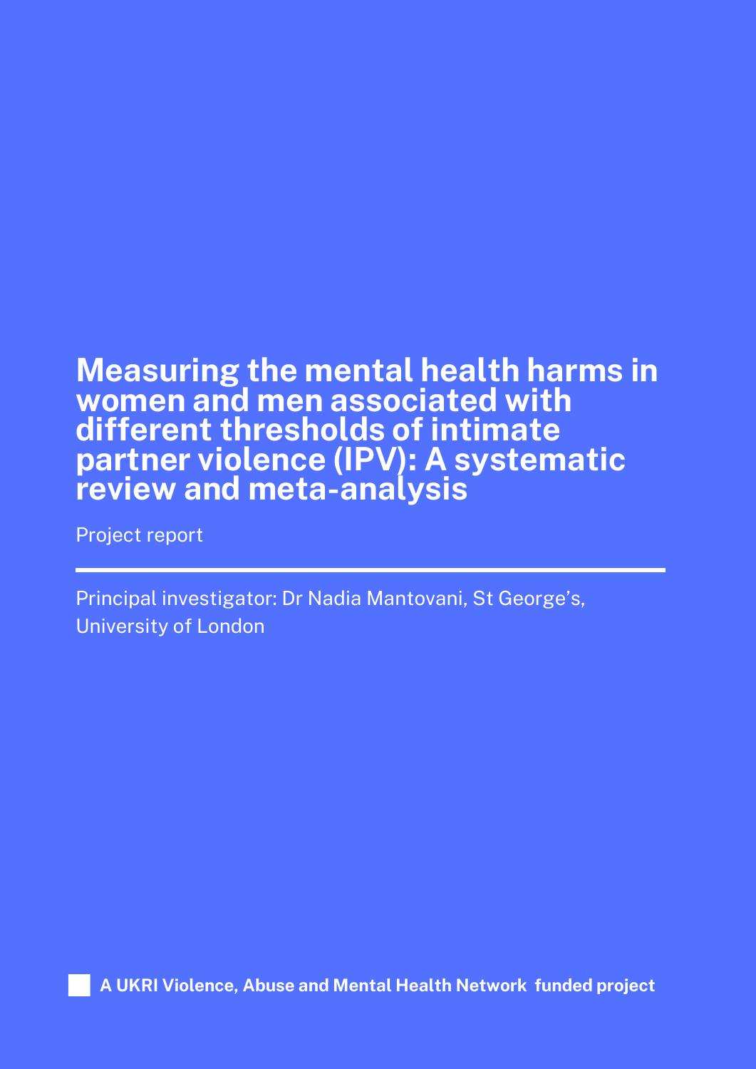# Measuring the mental health harms in women and men associated with different thresholds of intimate partner violence (IPV): A systematic review and meta-analysis

Project report

Principal investigator: Dr Nadia Mantovani, St George's, University of London

**A UKRI Violence, Abuse and Mental Health Network funded project**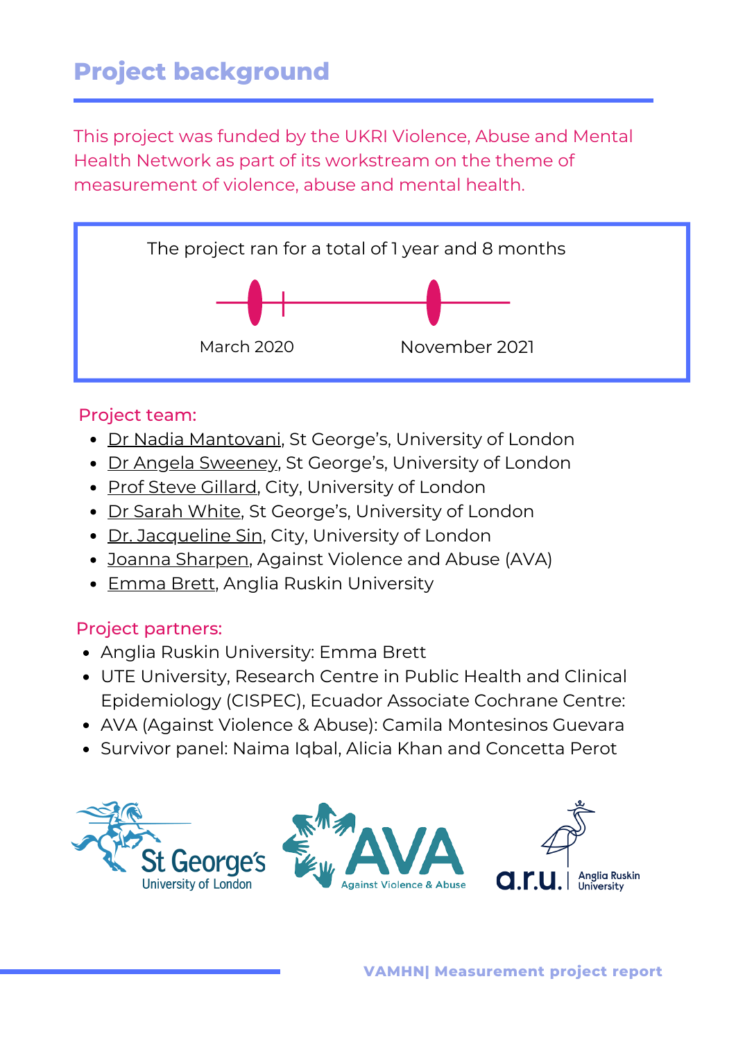# Project background

This project was funded by the UKRI Violence, Abuse and Mental Health Network as part of its workstream on the theme of measurement of violence, abuse and mental health.

The project ran for a total of 1 year and 8 months

March 2020 — November 2021

Project team:

- Dr Nadia Mantovani, St George's, University of London
- Dr Angela Sweeney, St George's, University of London
- Prof Steve Gillard, City, University of London
- Dr Sarah White, St George's, University of London
- Dr. Jacqueline Sin, City, University of London
- Joanna Sharpen, Against Violence and Abuse (AVA)
- Emma Brett, Anglia Ruskin University

Project partners:

- Anglia Ruskin University: Emma Brett
- UTE University, Research Centre in Public Health and Clinical Epidemiology (CISPEC), Ecuador Associate Cochrane Centre:
- AVA (Against Violence & Abuse): Camila Montesinos Guevara
- Survivor panel: Naima Iqbal, Alicia Khan and Concetta Perot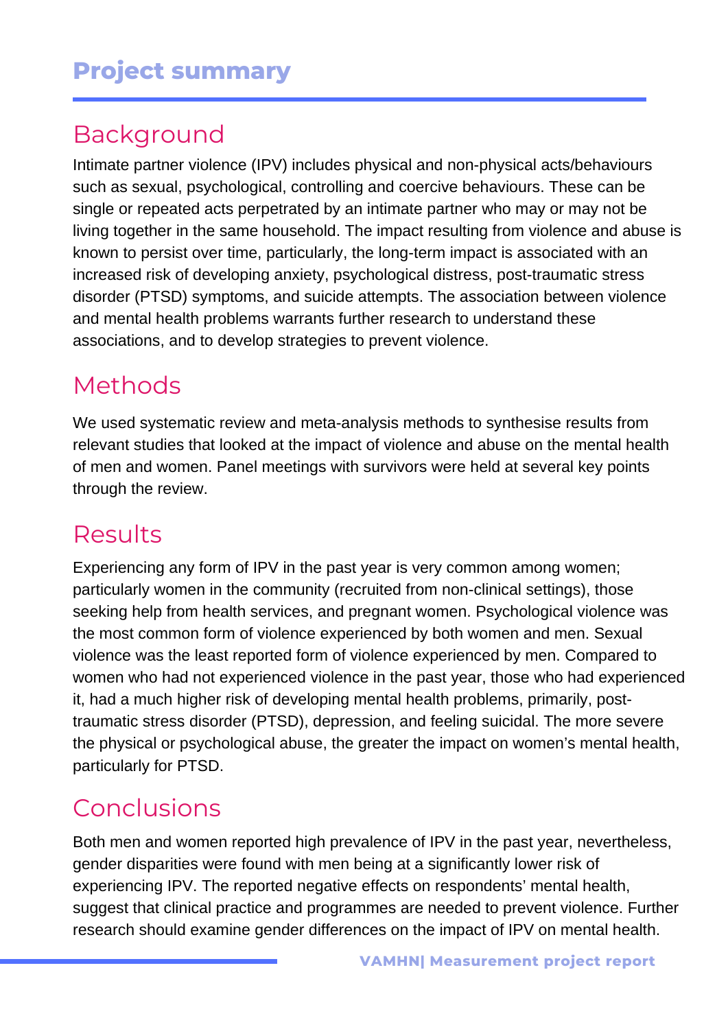# Project summary

## Background

Intimate partner violence (IPV) includes physical and non-physical acts/behaviours such as sexual, psychological, controlling and coercive behaviours. These can be single or repeated acts perpetrated by an intimate partner who may or may not be living together in the same household. The impact resulting from violence and abuse is known to persist over time, particularly, the long-term impact is associated with an increased risk of developing anxiety, psychological distress, post-traumatic stress disorder (PTSD) symptoms, and suicide attempts. The association between violence and mental health problems warrants further research to understand these associations, and to develop strategies to prevent violence.

## Methods

We used systematic review and meta-analysis methods to synthesise results from relevant studies that looked at the impact of violence and abuse on the mental health of men and women. Panel meetings with survivors were held at several key points through the review.

## Results

Experiencing any form of IPV in the past year is very common among women; particularly women in the community (recruited from non-clinical settings), those seeking help from health services, and pregnant women. Psychological violence was the most common form of violence experienced by both women and men. Sexual violence was the least reported form of violence experienced by men. Compared to women who had not experienced violence in the past year, those who had experienced it, had a much higher risk of developing mental health problems, primarily, post-traumatic stress disorder (PTSD), depression, and feeling suicidal. The more severe the physical or psychological abuse, the greater the impact on women's mental health, particularly for PTSD.

## Conclusions

Both men and women reported high prevalence of IPV in the past year, nevertheless, gender disparities were found with men being at a significantly lower risk of experiencing IPV. The reported negative effects on respondents' mental health, suggest that clinical practice and programmes are needed to prevent violence. Further research should examine gender differences on the impact of IPV on mental health.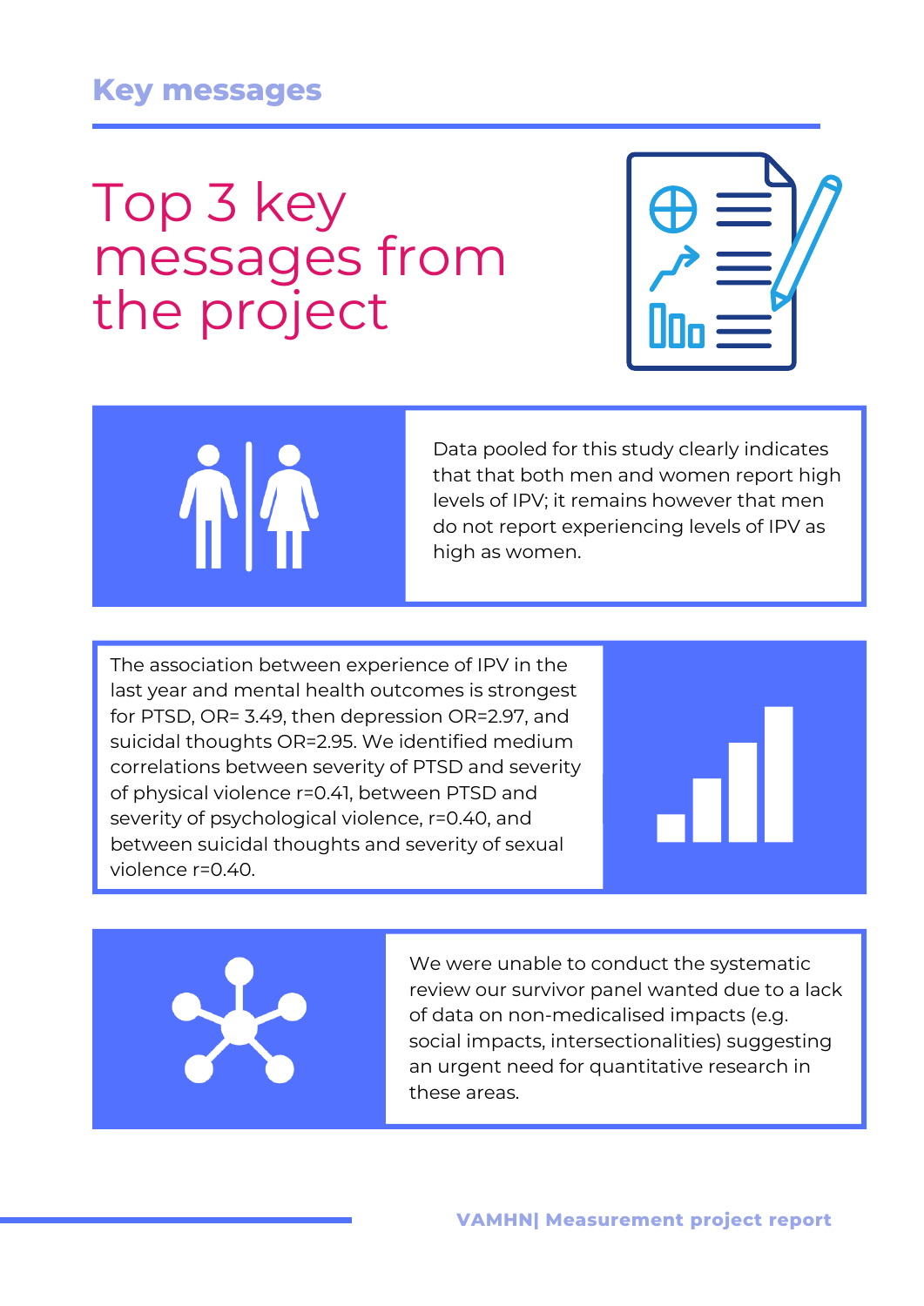## Key messages

# Top 3 key messages from the project

Data pooled for this study clearly indicates that that both men and women report high levels of IPV; it remains however that men do not report experiencing levels of IPV as high as women.

The association between experience of IPV in the last year and mental health outcomes is strongest for PTSD, OR= 3.49, then depression OR=2.97, and suicidal thoughts OR=2.95. We identified medium correlations between severity of PTSD and severity of physical violence r=0.41, between PTSD and severity of psychological violence, r=0.40, and between suicidal thoughts and severity of sexual violence r=0.40.

We were unable to conduct the systematic review our survivor panel wanted due to a lack of data on non-medicalised impacts (e.g. social impacts, intersectionalities) suggesting an urgent need for quantitative research in these areas.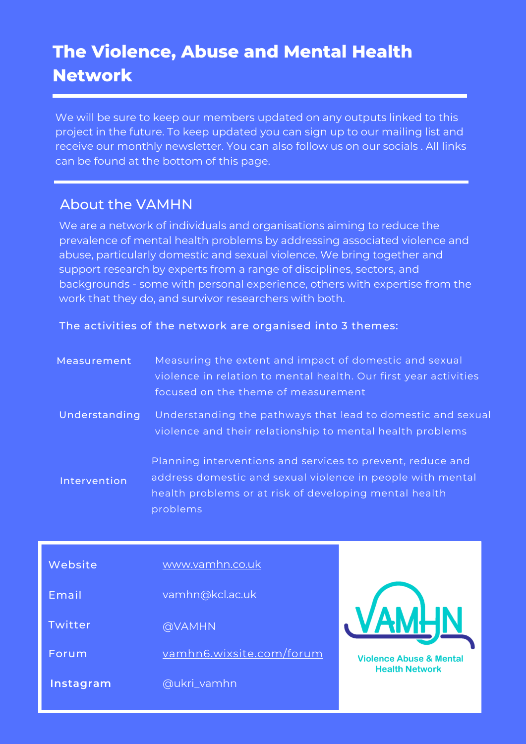# The Violence, Abuse and Mental Health Network

We will be sure to keep our members updated on any outputs linked to this project in the future. To keep updated you can sign up to our mailing list and receive our monthly newsletter. You can also follow us on our socials . All links can be found at the bottom of this page.

## About the VAMHN

We are a network of individuals and organisations aiming to reduce the prevalence of mental health problems by addressing associated violence and abuse, particularly domestic and sexual violence. We bring together and support research by experts from a range of disciplines, sectors, and backgrounds - some with personal experience, others with expertise from the work that they do, and survivor researchers with both.

The activities of the network are organised into 3 themes:

| | |
|---|---|
| Measurement | Measuring the extent and impact of domestic and sexual violence in relation to mental health. Our first year activities focused on the theme of measurement |
| Understanding | Understanding the pathways that lead to domestic and sexual violence and their relationship to mental health problems |
| Intervention | Planning interventions and services to prevent, reduce and address domestic and sexual violence in people with mental health problems or at risk of developing mental health problems |

| | |
|---|---|
| Website | www.vamhn.co.uk |
| Email | vamhn@kcl.ac.uk |
| Twitter | @VAMHN |
| Forum | vamhn6.wixsite.com/forum |
| Instagram | @ukri_vamhn |

VAMHN

Violence Abuse & Mental Health Network